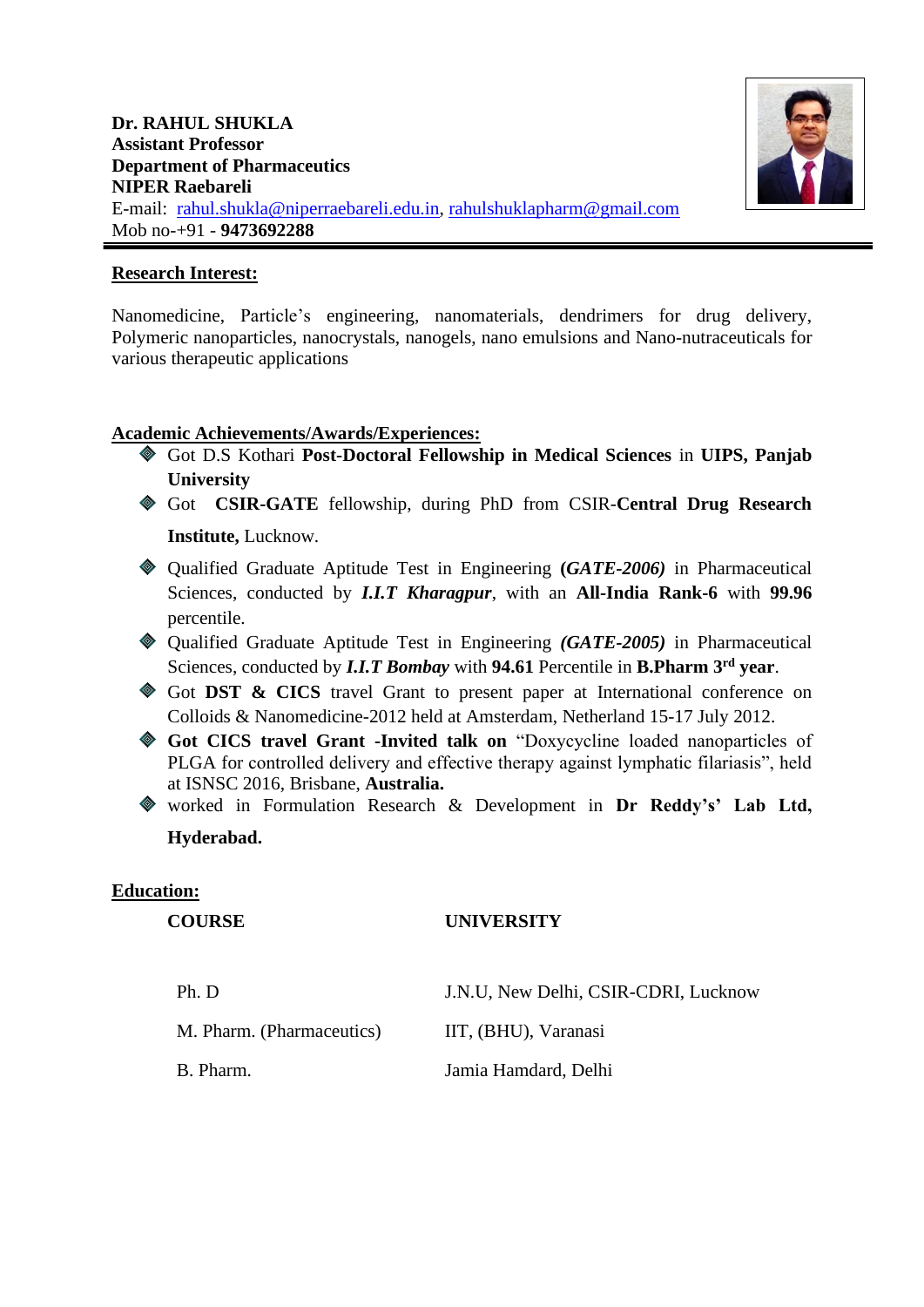**Dr. RAHUL SHUKLA**
**Assistant Professor**
**Department of Pharmaceutics**
**NIPER Raebareli**
E-mail: rahul.shukla@niperraebareli.edu.in, rahulshuklapharm@gmail.com
Mob no-+91 - **9473692288**

---

## Research Interest:

Nanomedicine, Particle's engineering, nanomaterials, dendrimers for drug delivery, Polymeric nanoparticles, nanocrystals, nanogels, nano emulsions and Nano-nutraceuticals for various therapeutic applications

## Academic Achievements/Awards/Experiences:

- Got D.S Kothari **Post-Doctoral Fellowship in Medical Sciences** in **UIPS, Panjab University**
- Got **CSIR-GATE** fellowship, during PhD from CSIR-**Central Drug Research Institute,** Lucknow.
- Qualified Graduate Aptitude Test in Engineering **(*GATE-2006)*** in Pharmaceutical Sciences, conducted by ***I.I.T Kharagpur***, with an **All-India Rank-6** with **99.96** percentile.
- Qualified Graduate Aptitude Test in Engineering ***(GATE-2005)*** in Pharmaceutical Sciences, conducted by ***I.I.T Bombay*** with **94.61** Percentile in **B.Pharm 3rd year**.
- Got **DST & CICS** travel Grant to present paper at International conference on Colloids & Nanomedicine-2012 held at Amsterdam, Netherland 15-17 July 2012.
- **Got CICS travel Grant -Invited talk on** "Doxycycline loaded nanoparticles of PLGA for controlled delivery and effective therapy against lymphatic filariasis", held at ISNSC 2016, Brisbane, **Australia.**
- worked in Formulation Research & Development in **Dr Reddy's' Lab Ltd, Hyderabad.**

## Education:

| COURSE | UNIVERSITY |
|---|---|
| Ph. D | J.N.U, New Delhi, CSIR-CDRI, Lucknow |
| M. Pharm. (Pharmaceutics) | IIT, (BHU), Varanasi |
| B. Pharm. | Jamia Hamdard, Delhi |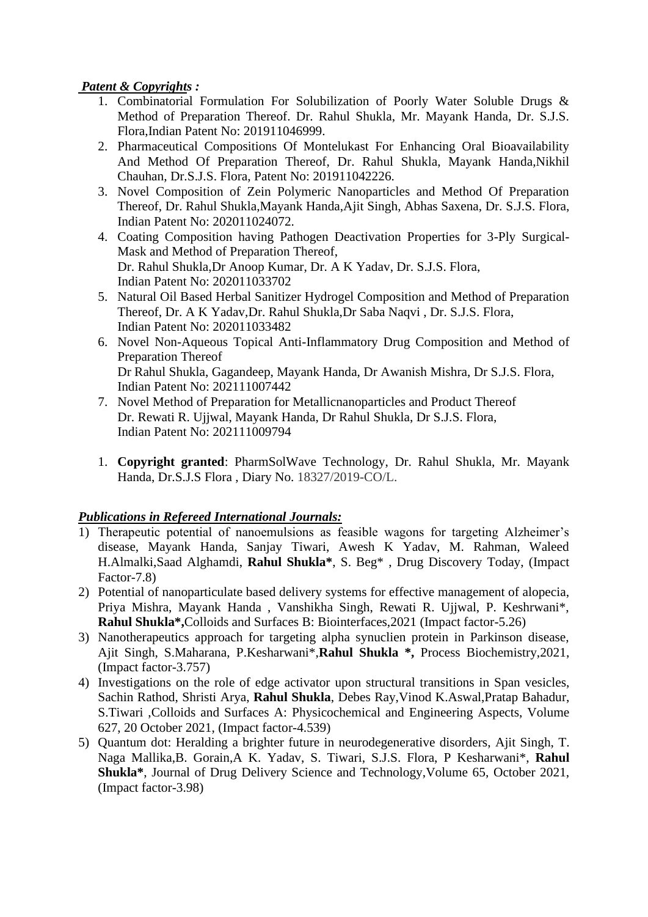***Patent & Copyrights :***

1. Combinatorial Formulation For Solubilization of Poorly Water Soluble Drugs & Method of Preparation Thereof. Dr. Rahul Shukla, Mr. Mayank Handa, Dr. S.J.S. Flora,Indian Patent No: 201911046999.
2. Pharmaceutical Compositions Of Montelukast For Enhancing Oral Bioavailability And Method Of Preparation Thereof, Dr. Rahul Shukla, Mayank Handa,Nikhil Chauhan, Dr.S.J.S. Flora, Patent No: 201911042226.
3. Novel Composition of Zein Polymeric Nanoparticles and Method Of Preparation Thereof, Dr. Rahul Shukla,Mayank Handa,Ajit Singh, Abhas Saxena, Dr. S.J.S. Flora, Indian Patent No: 202011024072.
4. Coating Composition having Pathogen Deactivation Properties for 3-Ply Surgical-Mask and Method of Preparation Thereof,
   Dr. Rahul Shukla,Dr Anoop Kumar, Dr. A K Yadav, Dr. S.J.S. Flora,
   Indian Patent No: 202011033702
5. Natural Oil Based Herbal Sanitizer Hydrogel Composition and Method of Preparation Thereof, Dr. A K Yadav,Dr. Rahul Shukla,Dr Saba Naqvi , Dr. S.J.S. Flora,
   Indian Patent No: 202011033482
6. Novel Non-Aqueous Topical Anti-Inflammatory Drug Composition and Method of Preparation Thereof
   Dr Rahul Shukla, Gagandeep, Mayank Handa, Dr Awanish Mishra, Dr S.J.S. Flora,
   Indian Patent No: 202111007442
7. Novel Method of Preparation for Metallicnanoparticles and Product Thereof
   Dr. Rewati R. Ujjwal, Mayank Handa, Dr Rahul Shukla, Dr S.J.S. Flora,
   Indian Patent No: 202111009794

1. **Copyright granted**: PharmSolWave Technology, Dr. Rahul Shukla, Mr. Mayank Handa, Dr.S.J.S Flora , Diary No. 18327/2019-CO/L.

***Publications in Refereed International Journals:***

1) Therapeutic potential of nanoemulsions as feasible wagons for targeting Alzheimer's disease, Mayank Handa, Sanjay Tiwari, Awesh K Yadav, M. Rahman, Waleed H.Almalki,Saad Alghamdi, **Rahul Shukla***, S. Beg* , Drug Discovery Today, (Impact Factor-7.8)
2) Potential of nanoparticulate based delivery systems for effective management of alopecia, Priya Mishra, Mayank Handa , Vanshikha Singh, Rewati R. Ujjwal, P. Keshrwani*, **Rahul Shukla*,**Colloids and Surfaces B: Biointerfaces,2021 (Impact factor-5.26)
3) Nanotherapeutics approach for targeting alpha synuclien protein in Parkinson disease, Ajit Singh, S.Maharana, P.Kesharwani*,**Rahul Shukla *,** Process Biochemistry,2021, (Impact factor-3.757)
4) Investigations on the role of edge activator upon structural transitions in Span vesicles, Sachin Rathod, Shristi Arya, **Rahul Shukla**, Debes Ray,Vinod K.Aswal,Pratap Bahadur, S.Tiwari ,Colloids and Surfaces A: Physicochemical and Engineering Aspects, Volume 627, 20 October 2021, (Impact factor-4.539)
5) Quantum dot: Heralding a brighter future in neurodegenerative disorders, Ajit Singh, T. Naga Mallika,B. Gorain,A K. Yadav, S. Tiwari, S.J.S. Flora, P Kesharwani*, **Rahul Shukla***, Journal of Drug Delivery Science and Technology,Volume 65, October 2021, (Impact factor-3.98)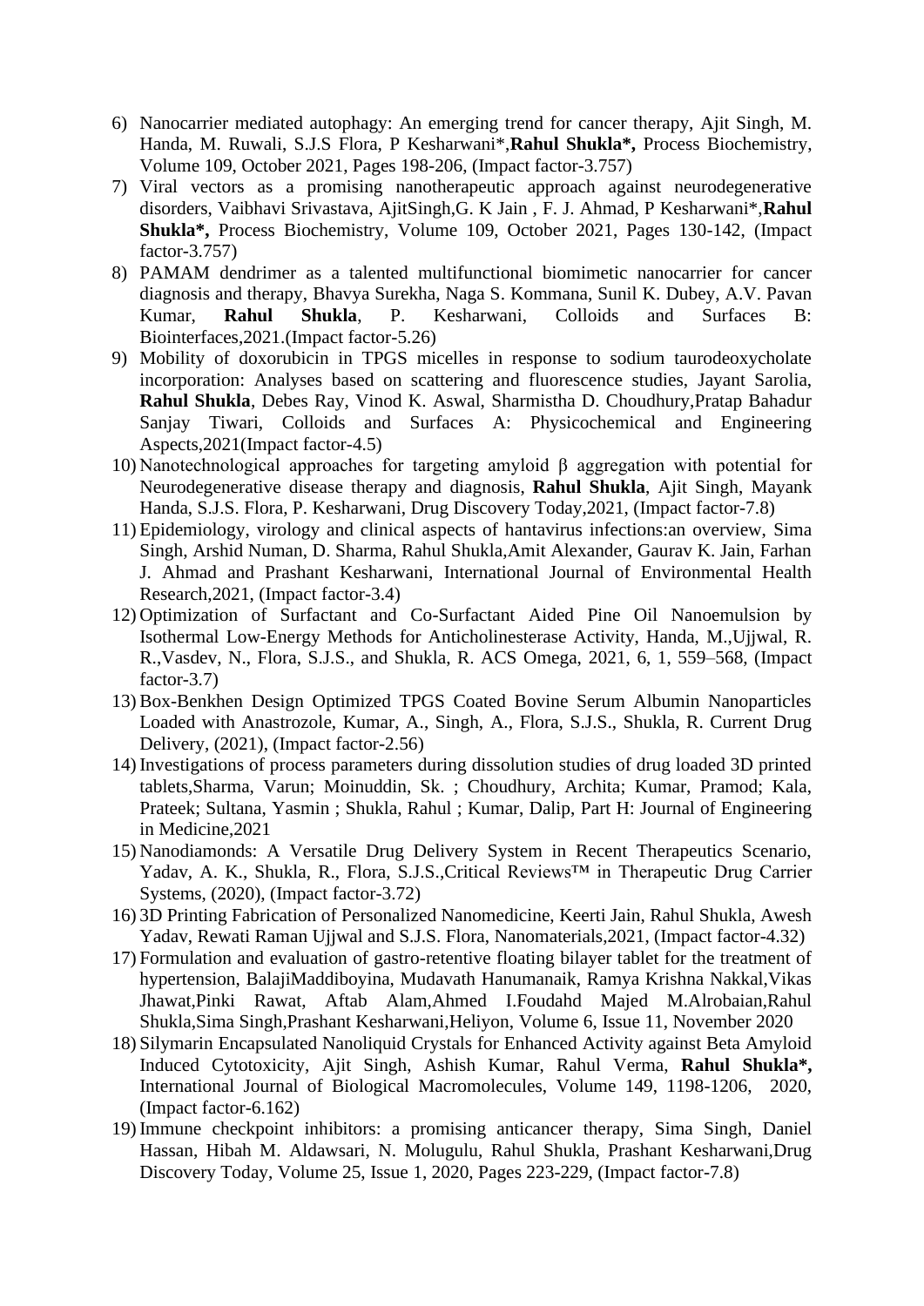6) Nanocarrier mediated autophagy: An emerging trend for cancer therapy, Ajit Singh, M. Handa, M. Ruwali, S.J.S Flora, P Kesharwani*,**Rahul Shukla*,** Process Biochemistry, Volume 109, October 2021, Pages 198-206, (Impact factor-3.757)
7) Viral vectors as a promising nanotherapeutic approach against neurodegenerative disorders, Vaibhavi Srivastava, AjitSingh,G. K Jain , F. J. Ahmad, P Kesharwani*,**Rahul Shukla*,** Process Biochemistry, Volume 109, October 2021, Pages 130-142, (Impact factor-3.757)
8) PAMAM dendrimer as a talented multifunctional biomimetic nanocarrier for cancer diagnosis and therapy, Bhavya Surekha, Naga S. Kommana, Sunil K. Dubey, A.V. Pavan Kumar, **Rahul Shukla**, P. Kesharwani, Colloids and Surfaces B: Biointerfaces,2021.(Impact factor-5.26)
9) Mobility of doxorubicin in TPGS micelles in response to sodium taurodeoxycholate incorporation: Analyses based on scattering and fluorescence studies, Jayant Sarolia, **Rahul Shukla**, Debes Ray, Vinod K. Aswal, Sharmistha D. Choudhury,Pratap Bahadur Sanjay Tiwari, Colloids and Surfaces A: Physicochemical and Engineering Aspects,2021(Impact factor-4.5)
10) Nanotechnological approaches for targeting amyloid β aggregation with potential for Neurodegenerative disease therapy and diagnosis, **Rahul Shukla**, Ajit Singh, Mayank Handa, S.J.S. Flora, P. Kesharwani, Drug Discovery Today,2021, (Impact factor-7.8)
11) Epidemiology, virology and clinical aspects of hantavirus infections:an overview, Sima Singh, Arshid Numan, D. Sharma, Rahul Shukla,Amit Alexander, Gaurav K. Jain, Farhan J. Ahmad and Prashant Kesharwani, International Journal of Environmental Health Research,2021, (Impact factor-3.4)
12) Optimization of Surfactant and Co-Surfactant Aided Pine Oil Nanoemulsion by Isothermal Low-Energy Methods for Anticholinesterase Activity, Handa, M.,Ujjwal, R. R.,Vasdev, N., Flora, S.J.S., and Shukla, R. ACS Omega, 2021, 6, 1, 559–568, (Impact factor-3.7)
13) Box-Benkhen Design Optimized TPGS Coated Bovine Serum Albumin Nanoparticles Loaded with Anastrozole, Kumar, A., Singh, A., Flora, S.J.S., Shukla, R. Current Drug Delivery, (2021), (Impact factor-2.56)
14) Investigations of process parameters during dissolution studies of drug loaded 3D printed tablets,Sharma, Varun; Moinuddin, Sk. ; Choudhury, Archita; Kumar, Pramod; Kala, Prateek; Sultana, Yasmin ; Shukla, Rahul ; Kumar, Dalip, Part H: Journal of Engineering in Medicine,2021
15) Nanodiamonds: A Versatile Drug Delivery System in Recent Therapeutics Scenario, Yadav, A. K., Shukla, R., Flora, S.J.S.,Critical Reviews™ in Therapeutic Drug Carrier Systems, (2020), (Impact factor-3.72)
16) 3D Printing Fabrication of Personalized Nanomedicine, Keerti Jain, Rahul Shukla, Awesh Yadav, Rewati Raman Ujjwal and S.J.S. Flora, Nanomaterials,2021, (Impact factor-4.32)
17) Formulation and evaluation of gastro-retentive floating bilayer tablet for the treatment of hypertension, BalajiMaddiboyina, Mudavath Hanumanaik, Ramya Krishna Nakkal,Vikas Jhawat,Pinki Rawat, Aftab Alam,Ahmed I.Foudahd Majed M.Alrobaian,Rahul Shukla,Sima Singh,Prashant Kesharwani,Heliyon, Volume 6, Issue 11, November 2020
18) Silymarin Encapsulated Nanoliquid Crystals for Enhanced Activity against Beta Amyloid Induced Cytotoxicity, Ajit Singh, Ashish Kumar, Rahul Verma, **Rahul Shukla*,** International Journal of Biological Macromolecules, Volume 149, 1198-1206, 2020, (Impact factor-6.162)
19) Immune checkpoint inhibitors: a promising anticancer therapy, Sima Singh, Daniel Hassan, Hibah M. Aldawsari, N. Molugulu, Rahul Shukla, Prashant Kesharwani,Drug Discovery Today, Volume 25, Issue 1, 2020, Pages 223-229, (Impact factor-7.8)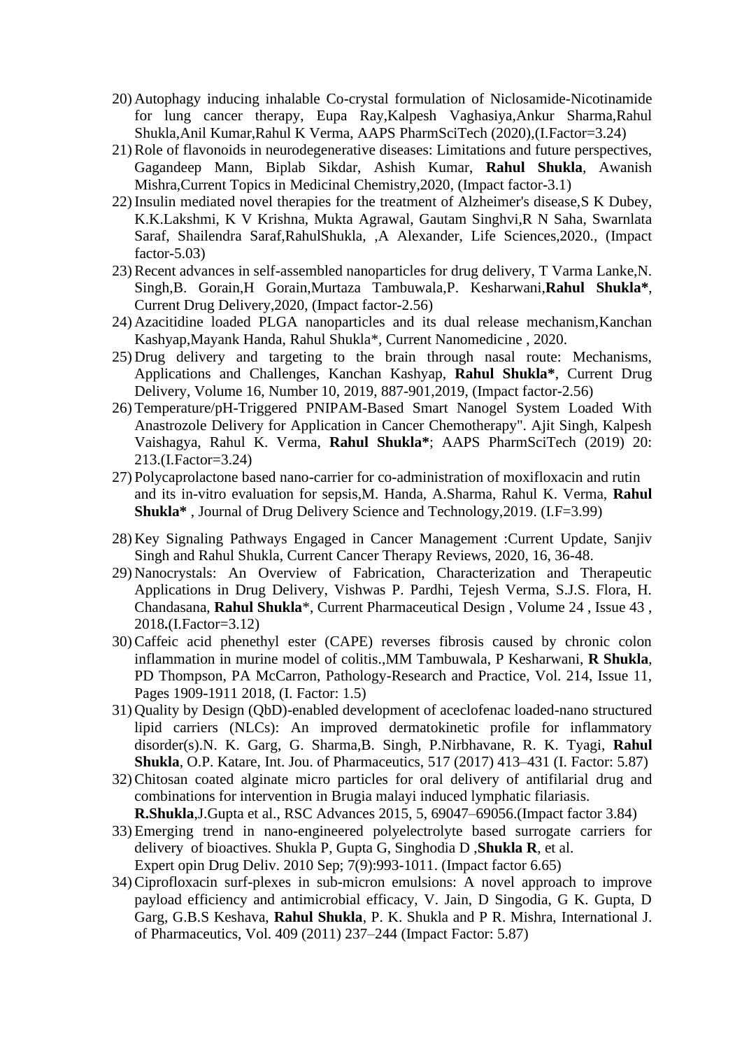20) Autophagy inducing inhalable Co-crystal formulation of Niclosamide-Nicotinamide for lung cancer therapy, Eupa Ray,Kalpesh Vaghasiya,Ankur Sharma,Rahul Shukla,Anil Kumar,Rahul K Verma, AAPS PharmSciTech (2020),(I.Factor=3.24)
21) Role of flavonoids in neurodegenerative diseases: Limitations and future perspectives, Gagandeep Mann, Biplab Sikdar, Ashish Kumar, **Rahul Shukla**, Awanish Mishra,Current Topics in Medicinal Chemistry,2020, (Impact factor-3.1)
22) Insulin mediated novel therapies for the treatment of Alzheimer's disease,S K Dubey, K.K.Lakshmi, K V Krishna, Mukta Agrawal, Gautam Singhvi,R N Saha, Swarnlata Saraf, Shailendra Saraf,RahulShukla, ,A Alexander, Life Sciences,2020., (Impact factor-5.03)
23) Recent advances in self-assembled nanoparticles for drug delivery, T Varma Lanke,N. Singh,B. Gorain,H Gorain,Murtaza Tambuwala,P. Kesharwani,**Rahul Shukla***, Current Drug Delivery,2020, (Impact factor-2.56)
24) Azacitidine loaded PLGA nanoparticles and its dual release mechanism,Kanchan Kashyap,Mayank Handa, Rahul Shukla*, Current Nanomedicine , 2020.
25) Drug delivery and targeting to the brain through nasal route: Mechanisms, Applications and Challenges, Kanchan Kashyap, **Rahul Shukla***, Current Drug Delivery, Volume 16, Number 10, 2019, 887-901,2019, (Impact factor-2.56)
26) Temperature/pH-Triggered PNIPAM-Based Smart Nanogel System Loaded With Anastrozole Delivery for Application in Cancer Chemotherapy". Ajit Singh, Kalpesh Vaishagya, Rahul K. Verma, **Rahul Shukla***; AAPS PharmSciTech (2019) 20: 213.(I.Factor=3.24)
27) Polycaprolactone based nano-carrier for co-administration of moxifloxacin and rutin and its in-vitro evaluation for sepsis,M. Handa, A.Sharma, Rahul K. Verma, **Rahul Shukla*** , Journal of Drug Delivery Science and Technology,2019. (I.F=3.99)
28) Key Signaling Pathways Engaged in Cancer Management :Current Update, Sanjiv Singh and Rahul Shukla, Current Cancer Therapy Reviews, 2020, 16, 36-48.
29) Nanocrystals: An Overview of Fabrication, Characterization and Therapeutic Applications in Drug Delivery, Vishwas P. Pardhi, Tejesh Verma, S.J.S. Flora, H. Chandasana, **Rahul Shukla***, Current Pharmaceutical Design , Volume 24 , Issue 43 , 2018**.**(I.Factor=3.12)
30) Caffeic acid phenethyl ester (CAPE) reverses fibrosis caused by chronic colon inflammation in murine model of colitis.,MM Tambuwala, P Kesharwani, **R Shukla**, PD Thompson, PA McCarron, Pathology-Research and Practice, Vol. 214, Issue 11, Pages 1909-1911 2018, (I. Factor: 1.5)
31) Quality by Design (QbD)-enabled development of aceclofenac loaded-nano structured lipid carriers (NLCs): An improved dermatokinetic profile for inflammatory disorder(s).N. K. Garg, G. Sharma,B. Singh, P.Nirbhavane, R. K. Tyagi, **Rahul Shukla**, O.P. Katare, Int. Jou. of Pharmaceutics, 517 (2017) 413–431 (I. Factor: 5.87)
32) Chitosan coated alginate micro particles for oral delivery of antifilarial drug and combinations for intervention in Brugia malayi induced lymphatic filariasis. **R.Shukla**,J.Gupta et al., RSC Advances 2015, 5, 69047–69056.(Impact factor 3.84)
33) Emerging trend in nano-engineered polyelectrolyte based surrogate carriers for delivery of bioactives. Shukla P, Gupta G, Singhodia D ,**Shukla R**, et al. Expert opin Drug Deliv. 2010 Sep; 7(9):993-1011. (Impact factor 6.65)
34) Ciprofloxacin surf-plexes in sub-micron emulsions: A novel approach to improve payload efficiency and antimicrobial efficacy, V. Jain, D Singodia, G K. Gupta, D Garg, G.B.S Keshava, **Rahul Shukla**, P. K. Shukla and P R. Mishra, International J. of Pharmaceutics, Vol. 409 (2011) 237–244 (Impact Factor: 5.87)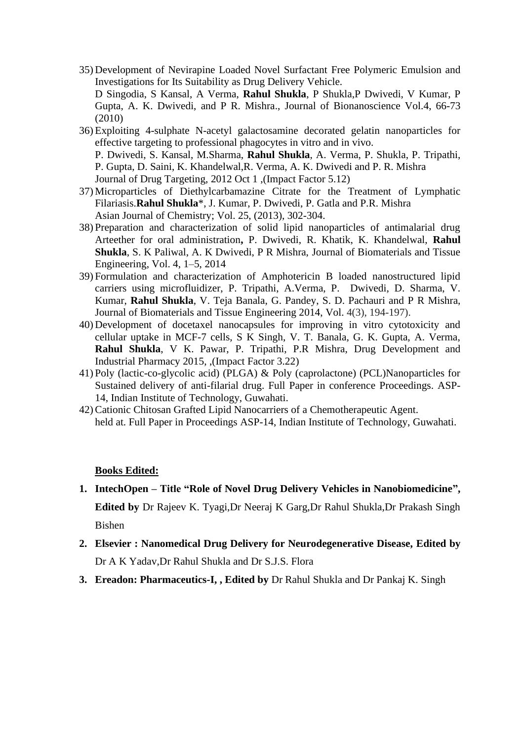35) Development of Nevirapine Loaded Novel Surfactant Free Polymeric Emulsion and Investigations for Its Suitability as Drug Delivery Vehicle.
    D Singodia, S Kansal, A Verma, **Rahul Shukla**, P Shukla,P Dwivedi, V Kumar, P Gupta, A. K. Dwivedi, and P R. Mishra., Journal of Bionanoscience Vol.4, 66-73 (2010)
36) Exploiting 4-sulphate N-acetyl galactosamine decorated gelatin nanoparticles for effective targeting to professional phagocytes in vitro and in vivo.
    P. Dwivedi, S. Kansal, M.Sharma, **Rahul Shukla**, A. Verma, P. Shukla, P. Tripathi, P. Gupta, D. Saini, K. Khandelwal,R. Verma, A. K. Dwivedi and P. R. Mishra
    Journal of Drug Targeting, 2012 Oct 1 ,(Impact Factor 5.12)
37) Microparticles of Diethylcarbamazine Citrate for the Treatment of Lymphatic Filariasis.**Rahul Shukla***, J. Kumar, P. Dwivedi, P. Gatla and P.R. Mishra
    Asian Journal of Chemistry; Vol. 25, (2013), 302-304.
38) Preparation and characterization of solid lipid nanoparticles of antimalarial drug Arteether for oral administration**,** P. Dwivedi, R. Khatik, K. Khandelwal, **Rahul Shukla**, S. K Paliwal, A. K Dwivedi, P R Mishra, Journal of Biomaterials and Tissue Engineering, Vol. 4, 1–5, 2014
39) Formulation and characterization of Amphotericin B loaded nanostructured lipid carriers using microfluidizer, P. Tripathi, A.Verma, P. Dwivedi, D. Sharma, V. Kumar, **Rahul Shukla**, V. Teja Banala, G. Pandey, S. D. Pachauri and P R Mishra, Journal of Biomaterials and Tissue Engineering 2014, Vol. 4(3), 194-197).
40) Development of docetaxel nanocapsules for improving in vitro cytotoxicity and cellular uptake in MCF-7 cells, S K Singh, V. T. Banala, G. K. Gupta, A. Verma, **Rahul Shukla**, V K. Pawar, P. Tripathi, P.R Mishra, Drug Development and Industrial Pharmacy 2015, ,(Impact Factor 3.22)
41) Poly (lactic-co-glycolic acid) (PLGA) & Poly (caprolactone) (PCL)Nanoparticles for Sustained delivery of anti-filarial drug. Full Paper in conference Proceedings. ASP-14, Indian Institute of Technology, Guwahati.
42) Cationic Chitosan Grafted Lipid Nanocarriers of a Chemotherapeutic Agent.
    held at. Full Paper in Proceedings ASP-14, Indian Institute of Technology, Guwahati.

**Books Edited:**

1. **IntechOpen – Title "Role of Novel Drug Delivery Vehicles in Nanobiomedicine", Edited by** Dr Rajeev K. Tyagi,Dr Neeraj K Garg,Dr Rahul Shukla,Dr Prakash Singh Bishen
2. **Elsevier : Nanomedical Drug Delivery for Neurodegenerative Disease, Edited by** Dr A K Yadav,Dr Rahul Shukla and Dr S.J.S. Flora
3. **Ereadon: Pharmaceutics-I, , Edited by** Dr Rahul Shukla and Dr Pankaj K. Singh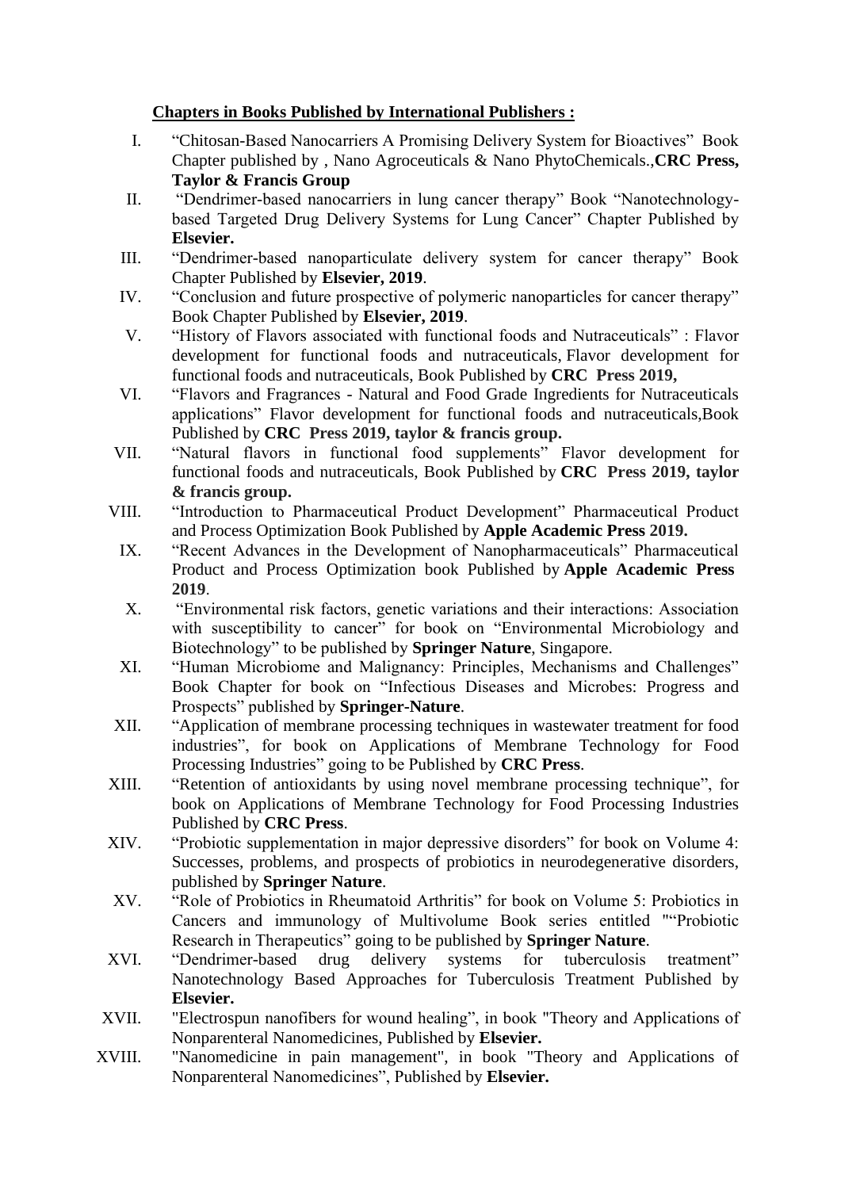**Chapters in Books Published by International Publishers :**

I. "Chitosan-Based Nanocarriers A Promising Delivery System for Bioactives" Book Chapter published by , Nano Agroceuticals & Nano PhytoChemicals.,**CRC Press, Taylor & Francis Group**

II. "Dendrimer-based nanocarriers in lung cancer therapy" Book "Nanotechnology-based Targeted Drug Delivery Systems for Lung Cancer" Chapter Published by **Elsevier.**

III. "Dendrimer-based nanoparticulate delivery system for cancer therapy" Book Chapter Published by **Elsevier, 2019**.

IV. "Conclusion and future prospective of polymeric nanoparticles for cancer therapy" Book Chapter Published by **Elsevier, 2019**.

V. "History of Flavors associated with functional foods and Nutraceuticals" : Flavor development for functional foods and nutraceuticals, Flavor development for functional foods and nutraceuticals, Book Published by **CRC Press 2019,**

VI. "Flavors and Fragrances - Natural and Food Grade Ingredients for Nutraceuticals applications" Flavor development for functional foods and nutraceuticals,Book Published by **CRC Press 2019, taylor & francis group.**

VII. "Natural flavors in functional food supplements" Flavor development for functional foods and nutraceuticals, Book Published by **CRC Press 2019, taylor & francis group.**

VIII. "Introduction to Pharmaceutical Product Development" Pharmaceutical Product and Process Optimization Book Published by **Apple Academic Press 2019.**

IX. "Recent Advances in the Development of Nanopharmaceuticals" Pharmaceutical Product and Process Optimization book Published by **Apple Academic Press 2019**.

X. "Environmental risk factors, genetic variations and their interactions: Association with susceptibility to cancer" for book on "Environmental Microbiology and Biotechnology" to be published by **Springer Nature**, Singapore.

XI. "Human Microbiome and Malignancy: Principles, Mechanisms and Challenges" Book Chapter for book on "Infectious Diseases and Microbes: Progress and Prospects" published by **Springer-Nature**.

XII. "Application of membrane processing techniques in wastewater treatment for food industries", for book on Applications of Membrane Technology for Food Processing Industries" going to be Published by **CRC Press**.

XIII. "Retention of antioxidants by using novel membrane processing technique", for book on Applications of Membrane Technology for Food Processing Industries Published by **CRC Press**.

XIV. "Probiotic supplementation in major depressive disorders" for book on Volume 4: Successes, problems, and prospects of probiotics in neurodegenerative disorders, published by **Springer Nature**.

XV. "Role of Probiotics in Rheumatoid Arthritis" for book on Volume 5: Probiotics in Cancers and immunology of Multivolume Book series entitled ""Probiotic Research in Therapeutics" going to be published by **Springer Nature**.

XVI. "Dendrimer-based drug delivery systems for tuberculosis treatment" Nanotechnology Based Approaches for Tuberculosis Treatment Published by **Elsevier.**

XVII. "Electrospun nanofibers for wound healing", in book "Theory and Applications of Nonparenteral Nanomedicines, Published by **Elsevier.**

XVIII. "Nanomedicine in pain management", in book "Theory and Applications of Nonparenteral Nanomedicines", Published by **Elsevier.**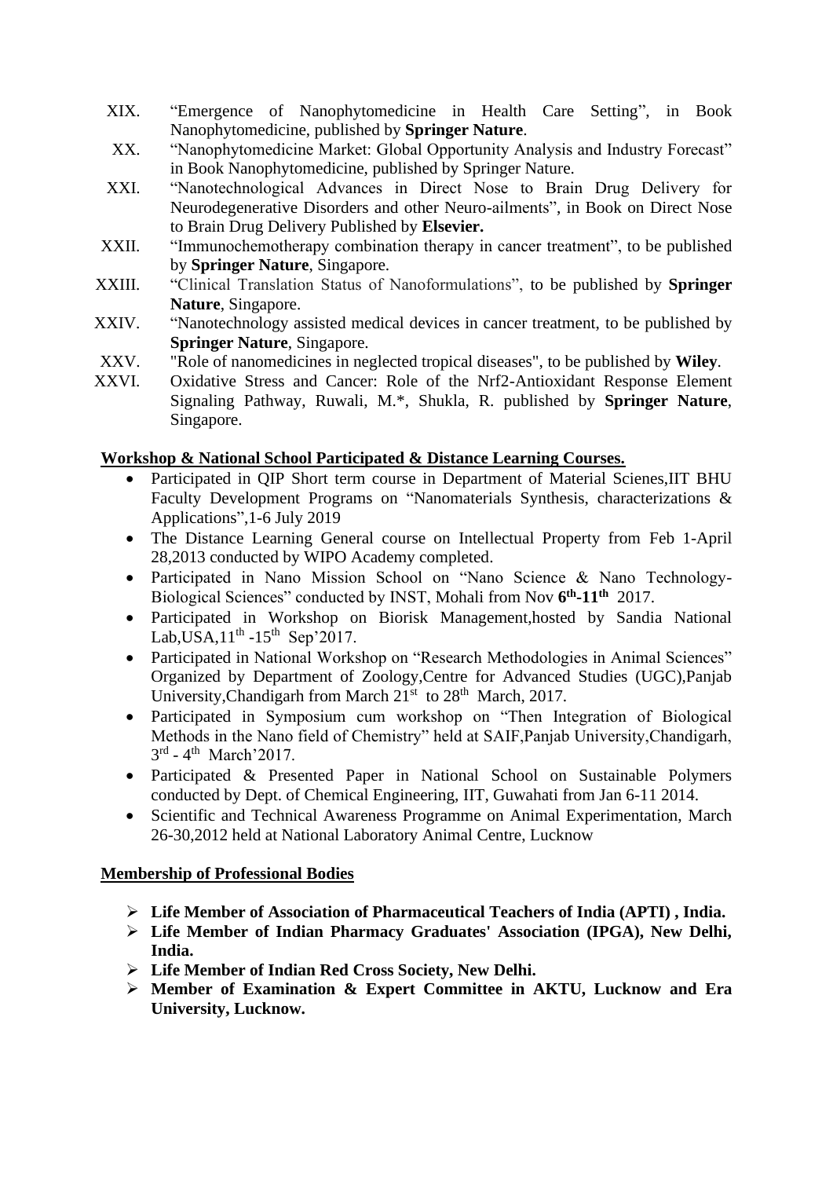XIX. "Emergence of Nanophytomedicine in Health Care Setting", in Book Nanophytomedicine, published by **Springer Nature**.

XX. "Nanophytomedicine Market: Global Opportunity Analysis and Industry Forecast" in Book Nanophytomedicine, published by Springer Nature.

XXI. "Nanotechnological Advances in Direct Nose to Brain Drug Delivery for Neurodegenerative Disorders and other Neuro-ailments", in Book on Direct Nose to Brain Drug Delivery Published by **Elsevier.**

XXII. "Immunochemotherapy combination therapy in cancer treatment", to be published by **Springer Nature**, Singapore.

XXIII. "Clinical Translation Status of Nanoformulations", to be published by **Springer Nature**, Singapore.

XXIV. "Nanotechnology assisted medical devices in cancer treatment, to be published by **Springer Nature**, Singapore.

XXV. "Role of nanomedicines in neglected tropical diseases", to be published by **Wiley**.

XXVI. Oxidative Stress and Cancer: Role of the Nrf2-Antioxidant Response Element Signaling Pathway, Ruwali, M.*, Shukla, R. published by **Springer Nature**, Singapore.

**Workshop & National School Participated & Distance Learning Courses.**

- Participated in QIP Short term course in Department of Material Scienes,IIT BHU Faculty Development Programs on "Nanomaterials Synthesis, characterizations & Applications",1-6 July 2019
- The Distance Learning General course on Intellectual Property from Feb 1-April 28,2013 conducted by WIPO Academy completed.
- Participated in Nano Mission School on "Nano Science & Nano Technology-Biological Sciences" conducted by INST, Mohali from Nov **6th-11th** 2017.
- Participated in Workshop on Biorisk Management,hosted by Sandia National Lab,USA,11th -15th Sep'2017.
- Participated in National Workshop on "Research Methodologies in Animal Sciences" Organized by Department of Zoology,Centre for Advanced Studies (UGC),Panjab University,Chandigarh from March 21st to 28th March, 2017.
- Participated in Symposium cum workshop on "Then Integration of Biological Methods in the Nano field of Chemistry" held at SAIF,Panjab University,Chandigarh, 3rd - 4th March'2017.
- Participated & Presented Paper in National School on Sustainable Polymers conducted by Dept. of Chemical Engineering, IIT, Guwahati from Jan 6-11 2014.
- Scientific and Technical Awareness Programme on Animal Experimentation, March 26-30,2012 held at National Laboratory Animal Centre, Lucknow

**Membership of Professional Bodies**

- **Life Member of Association of Pharmaceutical Teachers of India (APTI) , India.**
- **Life Member of Indian Pharmacy Graduates' Association (IPGA), New Delhi, India.**
- **Life Member of Indian Red Cross Society, New Delhi.**
- **Member of Examination & Expert Committee in AKTU, Lucknow and Era University, Lucknow.**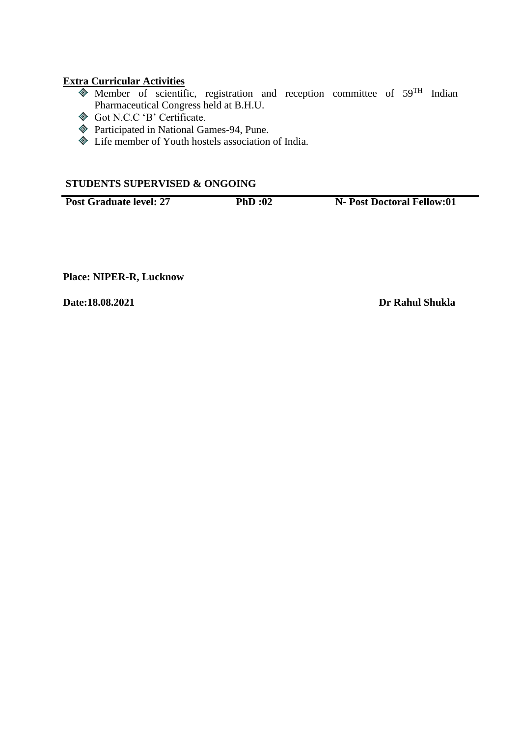## Extra Curricular Activities

- Member of scientific, registration and reception committee of 59[TH] Indian Pharmaceutical Congress held at B.H.U.
- Got N.C.C 'B' Certificate.
- Participated in National Games-94, Pune.
- Life member of Youth hostels association of India.

## STUDENTS SUPERVISED & ONGOING

| Post Graduate level: 27 | PhD :02 | N- Post Doctoral Fellow:01 |
|---|---|---|

**Place: NIPER-R, Lucknow**

**Date:18.08.2021** **Dr Rahul Shukla**